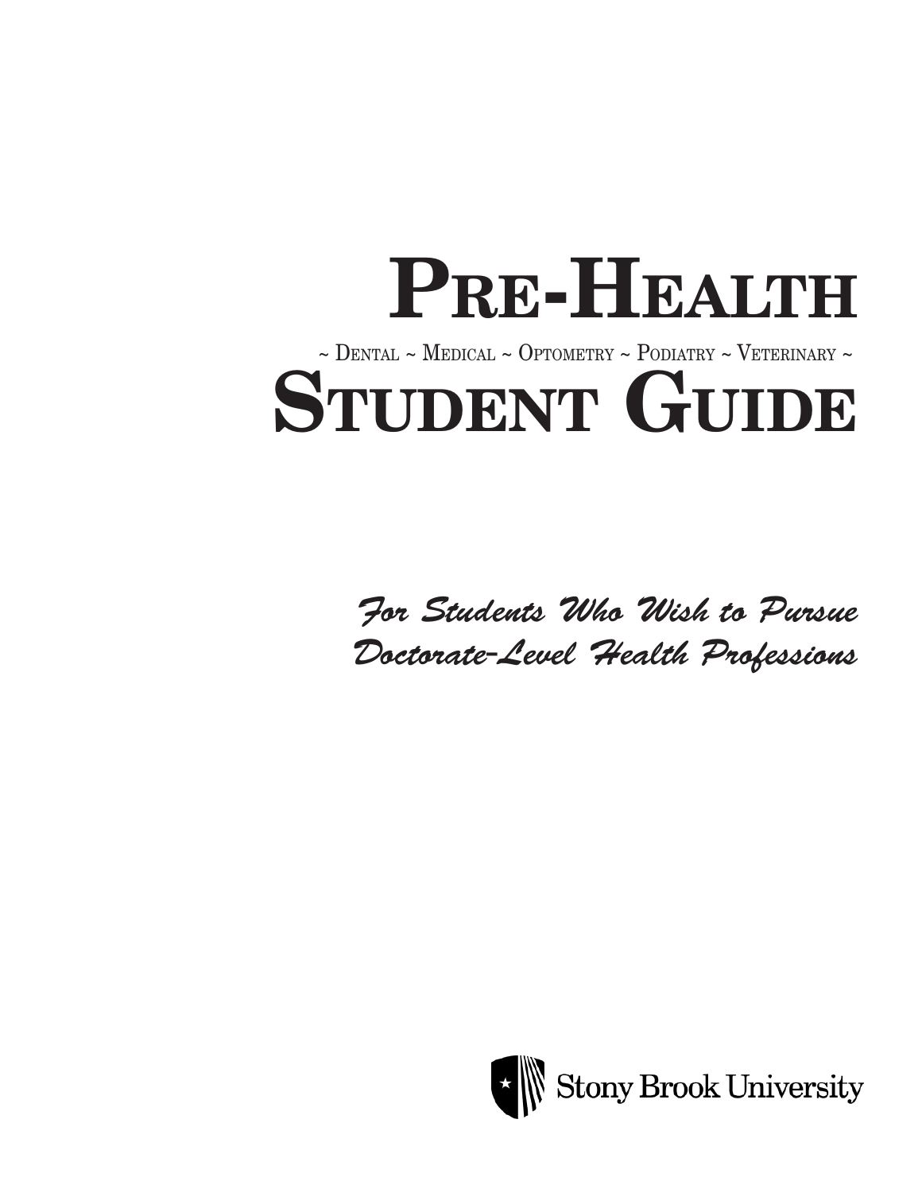# Pre-Health

~ Dental ~ Medical ~ Optometry ~ Podiatry ~ Veterinary ~

# Student Guide

*For Students Who Wish to Pursue Doctorate-Level Health Professions*

Stony Brook University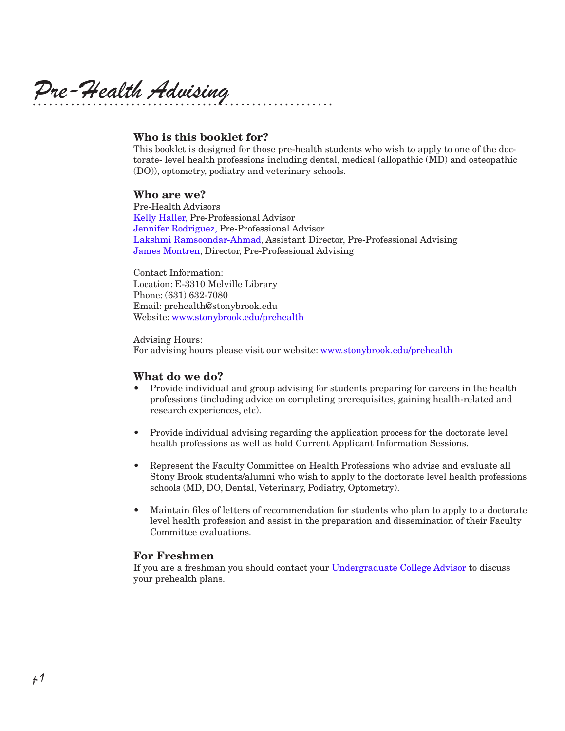# Pre-Health Advising

## Who is this booklet for?

This booklet is designed for those pre-health students who wish to apply to one of the doctorate- level health professions including dental, medical (allopathic (MD) and osteopathic (DO)), optometry, podiatry and veterinary schools.

## Who are we?

Pre-Health Advisors
Kelly Haller, Pre-Professional Advisor
Jennifer Rodriguez, Pre-Professional Advisor
Lakshmi Ramsoondar-Ahmad, Assistant Director, Pre-Professional Advising
James Montren, Director, Pre-Professional Advising

Contact Information:
Location: E-3310 Melville Library
Phone: (631) 632-7080
Email: prehealth@stonybrook.edu
Website: www.stonybrook.edu/prehealth

Advising Hours:
For advising hours please visit our website: www.stonybrook.edu/prehealth

## What do we do?

- Provide individual and group advising for students preparing for careers in the health professions (including advice on completing prerequisites, gaining health-related and research experiences, etc).
- Provide individual advising regarding the application process for the doctorate level health professions as well as hold Current Applicant Information Sessions.
- Represent the Faculty Committee on Health Professions who advise and evaluate all Stony Brook students/alumni who wish to apply to the doctorate level health professions schools (MD, DO, Dental, Veterinary, Podiatry, Optometry).
- Maintain files of letters of recommendation for students who plan to apply to a doctorate level health profession and assist in the preparation and dissemination of their Faculty Committee evaluations.

## For Freshmen

If you are a freshman you should contact your Undergraduate College Advisor to discuss your prehealth plans.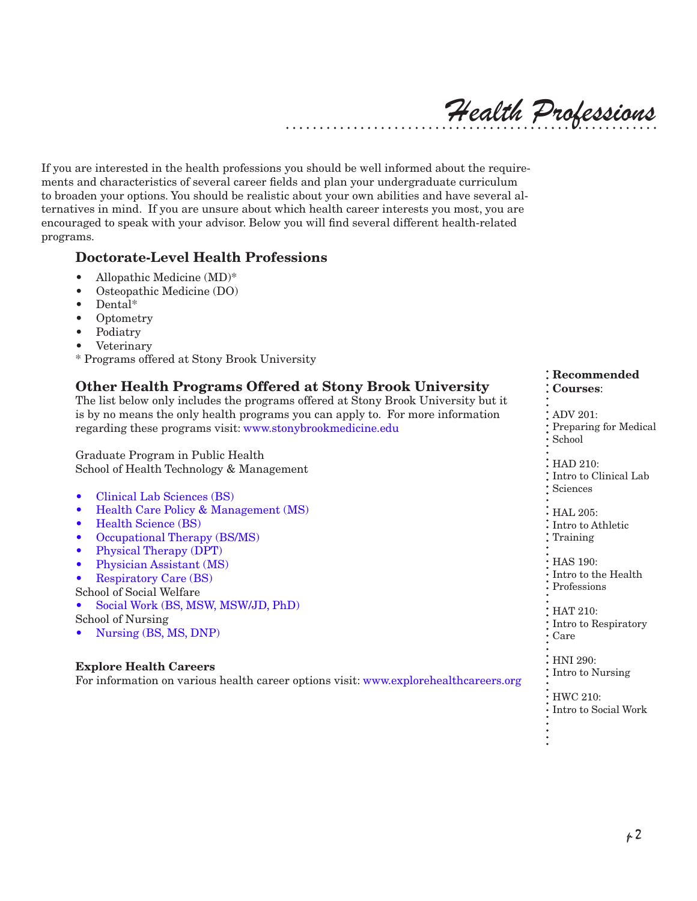# Health Professions

If you are interested in the health professions you should be well informed about the requirements and characteristics of several career fields and plan your undergraduate curriculum to broaden your options. You should be realistic about your own abilities and have several alternatives in mind. If you are unsure about which health career interests you most, you are encouraged to speak with your advisor. Below you will find several different health-related programs.

## Doctorate-Level Health Professions

- Allopathic Medicine (MD)*
- Osteopathic Medicine (DO)
- Dental*
- Optometry
- Podiatry
- Veterinary

* Programs offered at Stony Brook University

## Other Health Programs Offered at Stony Brook University

The list below only includes the programs offered at Stony Brook University but it is by no means the only health programs you can apply to. For more information regarding these programs visit: www.stonybrookmedicine.edu

Graduate Program in Public Health

School of Health Technology & Management

- Clinical Lab Sciences (BS)
- Health Care Policy & Management (MS)
- Health Science (BS)
- Occupational Therapy (BS/MS)
- Physical Therapy (DPT)
- Physician Assistant (MS)
- Respiratory Care (BS)

School of Social Welfare

- Social Work (BS, MSW, MSW/JD, PhD)

School of Nursing

- Nursing (BS, MS, DNP)

**Explore Health Careers**

For information on various health career options visit: www.explorehealthcareers.org

**Recommended Courses**:

ADV 201: Preparing for Medical School

HAD 210: Intro to Clinical Lab Sciences

HAL 205: Intro to Athletic Training

HAS 190: Intro to the Health Professions

HAT 210: Intro to Respiratory Care

HNI 290: Intro to Nursing

HWC 210: Intro to Social Work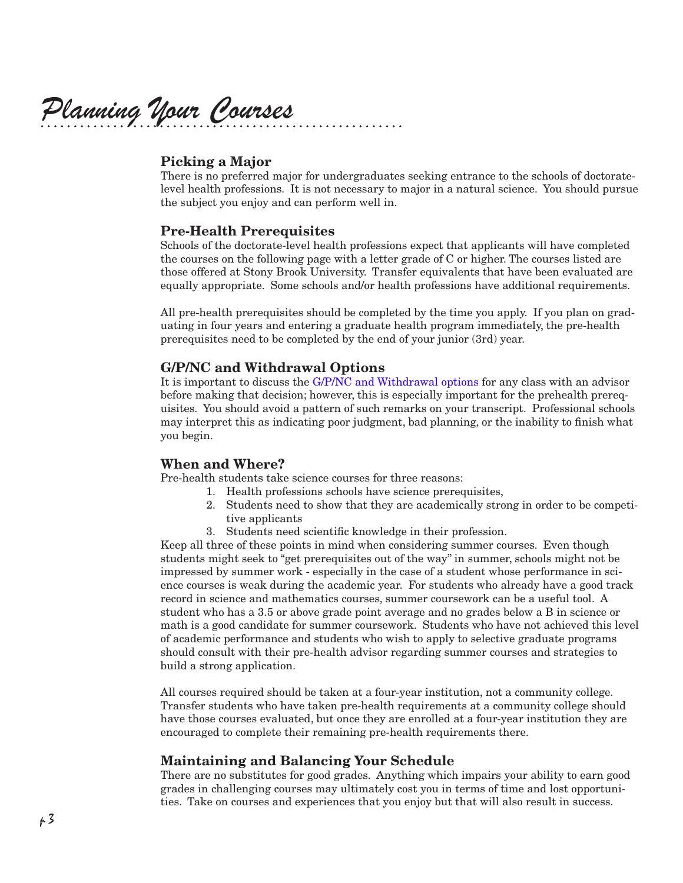# Planning Your Courses

## Picking a Major

There is no preferred major for undergraduates seeking entrance to the schools of doctorate-level health professions. It is not necessary to major in a natural science. You should pursue the subject you enjoy and can perform well in.

## Pre-Health Prerequisites

Schools of the doctorate-level health professions expect that applicants will have completed the courses on the following page with a letter grade of C or higher. The courses listed are those offered at Stony Brook University. Transfer equivalents that have been evaluated are equally appropriate. Some schools and/or health professions have additional requirements.

All pre-health prerequisites should be completed by the time you apply. If you plan on graduating in four years and entering a graduate health program immediately, the pre-health prerequisites need to be completed by the end of your junior (3rd) year.

## G/P/NC and Withdrawal Options

It is important to discuss the G/P/NC and Withdrawal options for any class with an advisor before making that decision; however, this is especially important for the prehealth prerequisites. You should avoid a pattern of such remarks on your transcript. Professional schools may interpret this as indicating poor judgment, bad planning, or the inability to finish what you begin.

## When and Where?

Pre-health students take science courses for three reasons:

1. Health professions schools have science prerequisites,
2. Students need to show that they are academically strong in order to be competitive applicants
3. Students need scientific knowledge in their profession.

Keep all three of these points in mind when considering summer courses. Even though students might seek to "get prerequisites out of the way" in summer, schools might not be impressed by summer work - especially in the case of a student whose performance in science courses is weak during the academic year. For students who already have a good track record in science and mathematics courses, summer coursework can be a useful tool. A student who has a 3.5 or above grade point average and no grades below a B in science or math is a good candidate for summer coursework. Students who have not achieved this level of academic performance and students who wish to apply to selective graduate programs should consult with their pre-health advisor regarding summer courses and strategies to build a strong application.

All courses required should be taken at a four-year institution, not a community college. Transfer students who have taken pre-health requirements at a community college should have those courses evaluated, but once they are enrolled at a four-year institution they are encouraged to complete their remaining pre-health requirements there.

## Maintaining and Balancing Your Schedule

There are no substitutes for good grades. Anything which impairs your ability to earn good grades in challenging courses may ultimately cost you in terms of time and lost opportunities. Take on courses and experiences that you enjoy but that will also result in success.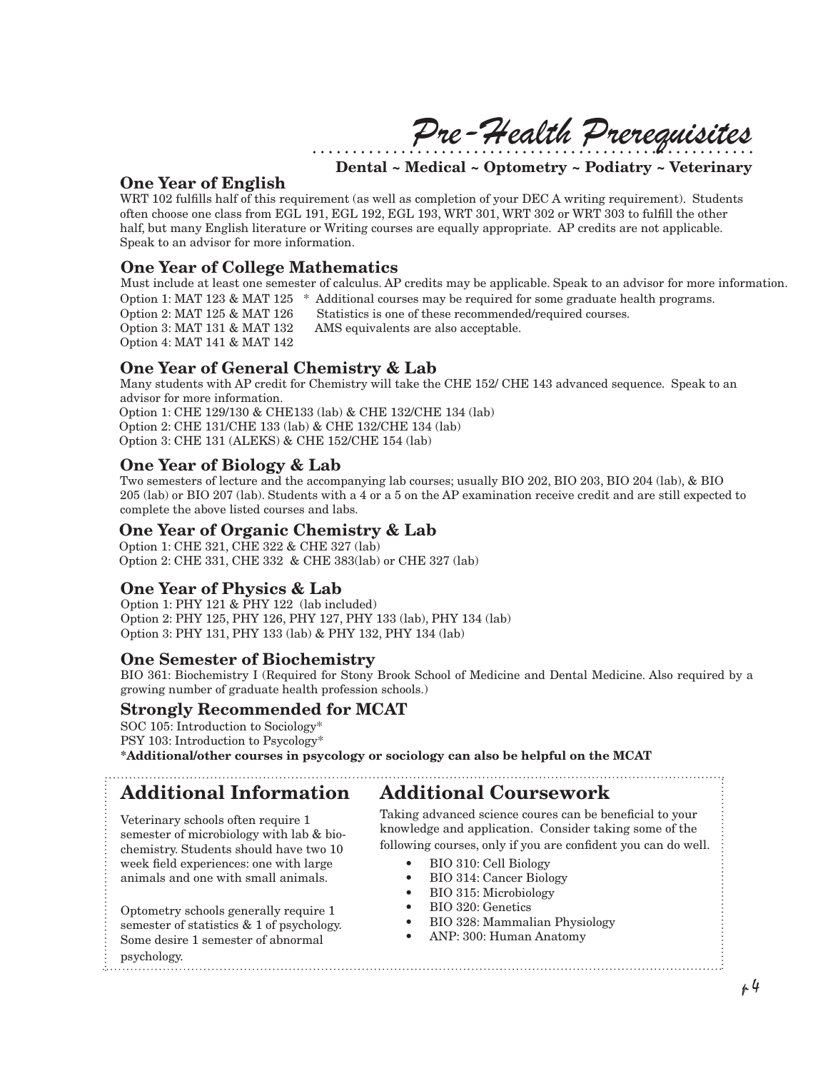# Pre-Health Prerequisites

**Dental ~ Medical ~ Optometry ~ Podiatry ~ Veterinary**

## One Year of English

WRT 102 fulfills half of this requirement (as well as completion of your DEC A writing requirement). Students often choose one class from EGL 191, EGL 192, EGL 193, WRT 301, WRT 302 or WRT 303 to fulfill the other half, but many English literature or Writing courses are equally appropriate. AP credits are not applicable. Speak to an advisor for more information.

## One Year of College Mathematics

Must include at least one semester of calculus. AP credits may be applicable. Speak to an advisor for more information.

Option 1: MAT 123 & MAT 125
Option 2: MAT 125 & MAT 126
Option 3: MAT 131 & MAT 132
Option 4: MAT 141 & MAT 142

\* Additional courses may be required for some graduate health programs. Statistics is one of these recommended/required courses. AMS equivalents are also acceptable.

## One Year of General Chemistry & Lab

Many students with AP credit for Chemistry will take the CHE 152/ CHE 143 advanced sequence. Speak to an advisor for more information.

Option 1: CHE 129/130 & CHE133 (lab) & CHE 132/CHE 134 (lab)
Option 2: CHE 131/CHE 133 (lab) & CHE 132/CHE 134 (lab)
Option 3: CHE 131 (ALEKS) & CHE 152/CHE 154 (lab)

## One Year of Biology & Lab

Two semesters of lecture and the accompanying lab courses; usually BIO 202, BIO 203, BIO 204 (lab), & BIO 205 (lab) or BIO 207 (lab). Students with a 4 or a 5 on the AP examination receive credit and are still expected to complete the above listed courses and labs.

## One Year of Organic Chemistry & Lab

Option 1: CHE 321, CHE 322 & CHE 327 (lab)
Option 2: CHE 331, CHE 332 & CHE 383(lab) or CHE 327 (lab)

## One Year of Physics & Lab

Option 1: PHY 121 & PHY 122 (lab included)
Option 2: PHY 125, PHY 126, PHY 127, PHY 133 (lab), PHY 134 (lab)
Option 3: PHY 131, PHY 133 (lab) & PHY 132, PHY 134 (lab)

## One Semester of Biochemistry

BIO 361: Biochemistry I (Required for Stony Brook School of Medicine and Dental Medicine. Also required by a growing number of graduate health profession schools.)

## Strongly Recommended for MCAT

SOC 105: Introduction to Sociology*
PSY 103: Introduction to Psycology*
**\*Additional/other courses in psycology or sociology can also be helpful on the MCAT**

## Additional Information

Veterinary schools often require 1 semester of microbiology with lab & biochemistry. Students should have two 10 week field experiences: one with large animals and one with small animals.

Optometry schools generally require 1 semester of statistics & 1 of psychology. Some desire 1 semester of abnormal psychology.

## Additional Coursework

Taking advanced science coures can be beneficial to your knowledge and application. Consider taking some of the following courses, only if you are confident you can do well.

- BIO 310: Cell Biology
- BIO 314: Cancer Biology
- BIO 315: Microbiology
- BIO 320: Genetics
- BIO 328: Mammalian Physiology
- ANP: 300: Human Anatomy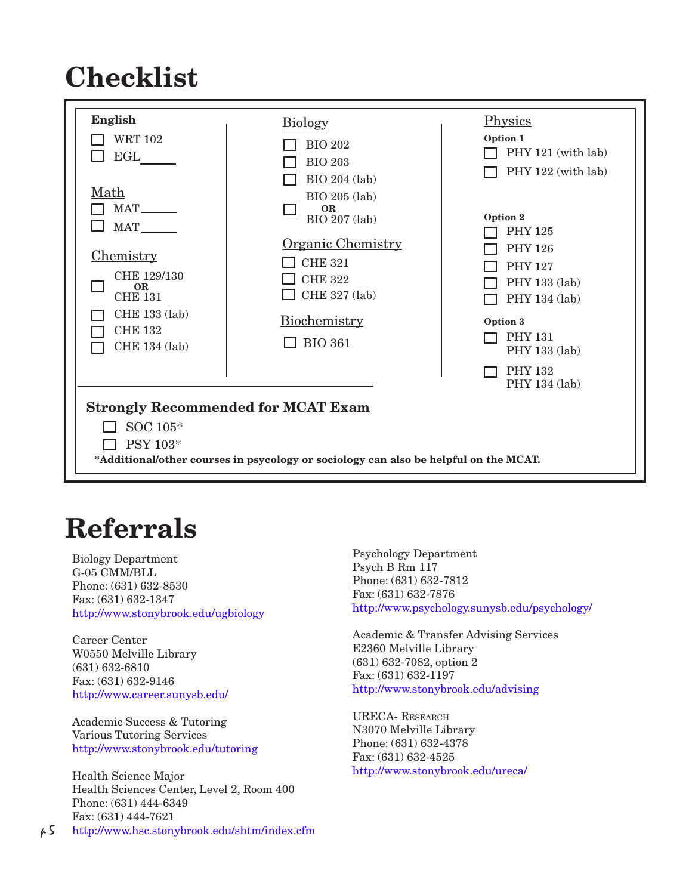# Checklist

**English**

- ☐ WRT 102
- ☐ EGL____

Math

- ☐ MAT____
- ☐ MAT____

Chemistry

- ☐ CHE 129/130 **OR** CHE 131
- ☐ CHE 133 (lab)
- ☐ CHE 132
- ☐ CHE 134 (lab)

Biology

- ☐ BIO 202
- ☐ BIO 203
- ☐ BIO 204 (lab)
- ☐ BIO 205 (lab) **OR** BIO 207 (lab)

Organic Chemistry

- ☐ CHE 321
- ☐ CHE 322
- ☐ CHE 327 (lab)

Biochemistry

- ☐ BIO 361

Physics

**Option 1**

- ☐ PHY 121 (with lab)
- ☐ PHY 122 (with lab)

**Option 2**

- ☐ PHY 125
- ☐ PHY 126
- ☐ PHY 127
- ☐ PHY 133 (lab)
- ☐ PHY 134 (lab)

**Option 3**

- ☐ PHY 131 PHY 133 (lab)
- ☐ PHY 132 PHY 134 (lab)

**Strongly Recommended for MCAT Exam**

- ☐ SOC 105*
- ☐ PSY 103*

**\*Additional/other courses in psycology or sociology can also be helpful on the MCAT.**

# Referrals

Biology Department
G-05 CMM/BLL
Phone: (631) 632-8530
Fax: (631) 632-1347
http://www.stonybrook.edu/ugbiology

Career Center
W0550 Melville Library
(631) 632-6810
Fax: (631) 632-9146
http://www.career.sunysb.edu/

Academic Success & Tutoring
Various Tutoring Services
http://www.stonybrook.edu/tutoring

Health Science Major
Health Sciences Center, Level 2, Room 400
Phone: (631) 444-6349
Fax: (631) 444-7621
http://www.hsc.stonybrook.edu/shtm/index.cfm

Psychology Department
Psych B Rm 117
Phone: (631) 632-7812
Fax: (631) 632-7876
http://www.psychology.sunysb.edu/psychology/

Academic & Transfer Advising Services
E2360 Melville Library
(631) 632-7082, option 2
Fax: (631) 632-1197
http://www.stonybrook.edu/advising

URECA- Research
N3070 Melville Library
Phone: (631) 632-4378
Fax: (631) 632-4525
http://www.stonybrook.edu/ureca/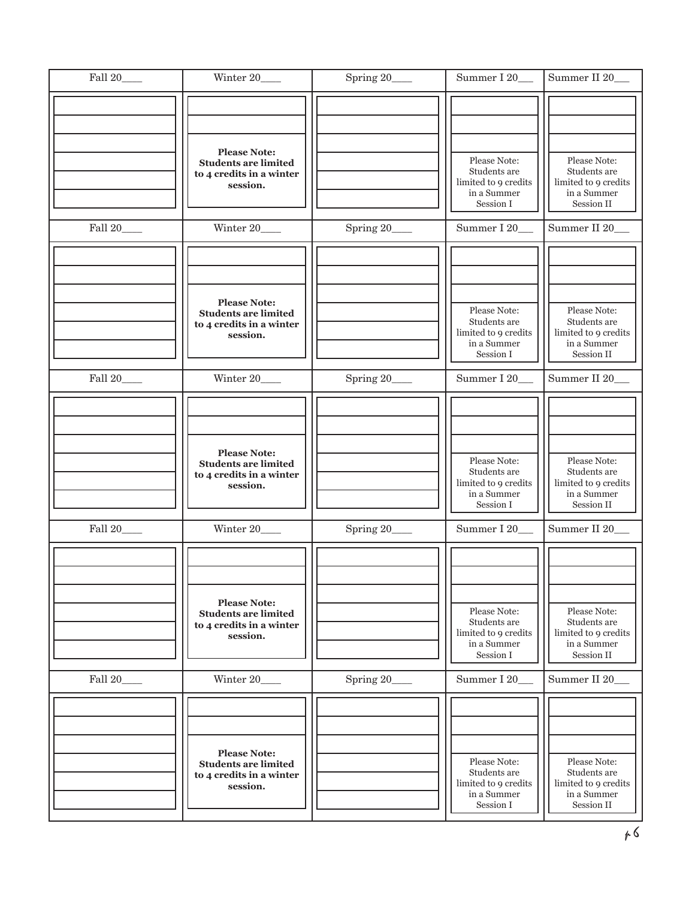| Fall 20____ | Winter 20____ | Spring 20____ | Summer I 20___ | Summer II 20___ |
|---|---|---|---|---|
| | **Please Note: Students are limited to 4 credits in a winter session.** | | Please Note: Students are limited to 9 credits in a Summer Session I | Please Note: Students are limited to 9 credits in a Summer Session II |

| Fall 20____ | Winter 20____ | Spring 20____ | Summer I 20___ | Summer II 20___ |
|---|---|---|---|---|
| | **Please Note: Students are limited to 4 credits in a winter session.** | | Please Note: Students are limited to 9 credits in a Summer Session I | Please Note: Students are limited to 9 credits in a Summer Session II |

| Fall 20____ | Winter 20____ | Spring 20____ | Summer I 20___ | Summer II 20___ |
|---|---|---|---|---|
| | **Please Note: Students are limited to 4 credits in a winter session.** | | Please Note: Students are limited to 9 credits in a Summer Session I | Please Note: Students are limited to 9 credits in a Summer Session II |

| Fall 20____ | Winter 20____ | Spring 20____ | Summer I 20___ | Summer II 20___ |
|---|---|---|---|---|
| | **Please Note: Students are limited to 4 credits in a winter session.** | | Please Note: Students are limited to 9 credits in a Summer Session I | Please Note: Students are limited to 9 credits in a Summer Session II |

| Fall 20____ | Winter 20____ | Spring 20____ | Summer I 20___ | Summer II 20___ |
|---|---|---|---|---|
| | **Please Note: Students are limited to 4 credits in a winter session.** | | Please Note: Students are limited to 9 credits in a Summer Session I | Please Note: Students are limited to 9 credits in a Summer Session II |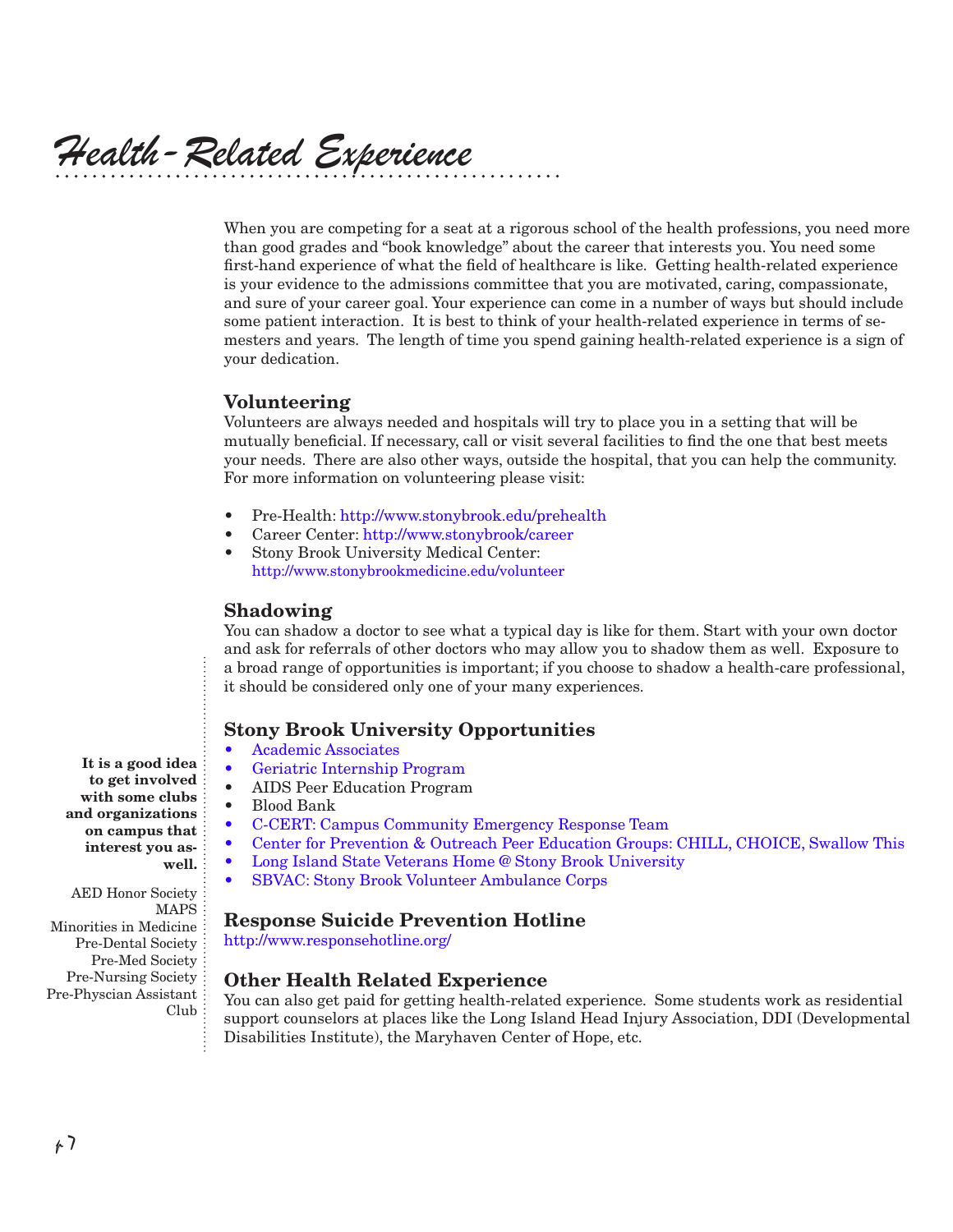# Health-Related Experience

When you are competing for a seat at a rigorous school of the health professions, you need more than good grades and "book knowledge" about the career that interests you. You need some first-hand experience of what the field of healthcare is like. Getting health-related experience is your evidence to the admissions committee that you are motivated, caring, compassionate, and sure of your career goal. Your experience can come in a number of ways but should include some patient interaction. It is best to think of your health-related experience in terms of semesters and years. The length of time you spend gaining health-related experience is a sign of your dedication.

## Volunteering

Volunteers are always needed and hospitals will try to place you in a setting that will be mutually beneficial. If necessary, call or visit several facilities to find the one that best meets your needs. There are also other ways, outside the hospital, that you can help the community. For more information on volunteering please visit:

- Pre-Health: http://www.stonybrook.edu/prehealth
- Career Center: http://www.stonybrook/career
- Stony Brook University Medical Center: http://www.stonybrookmedicine.edu/volunteer

## Shadowing

You can shadow a doctor to see what a typical day is like for them. Start with your own doctor and ask for referrals of other doctors who may allow you to shadow them as well. Exposure to a broad range of opportunities is important; if you choose to shadow a health-care professional, it should be considered only one of your many experiences.

## Stony Brook University Opportunities

- Academic Associates
- Geriatric Internship Program
- AIDS Peer Education Program
- Blood Bank
- C-CERT: Campus Community Emergency Response Team
- Center for Prevention & Outreach Peer Education Groups: CHILL, CHOICE, Swallow This
- Long Island State Veterans Home @ Stony Brook University
- SBVAC: Stony Brook Volunteer Ambulance Corps

## Response Suicide Prevention Hotline

http://www.responsehotline.org/

## Other Health Related Experience

You can also get paid for getting health-related experience. Some students work as residential support counselors at places like the Long Island Head Injury Association, DDI (Developmental Disabilities Institute), the Maryhaven Center of Hope, etc.

**It is a good idea to get involved with some clubs and organizations on campus that interest you as well.**

AED Honor Society
MAPS
Minorities in Medicine
Pre-Dental Society
Pre-Med Society
Pre-Nursing Society
Pre-Physcian Assistant Club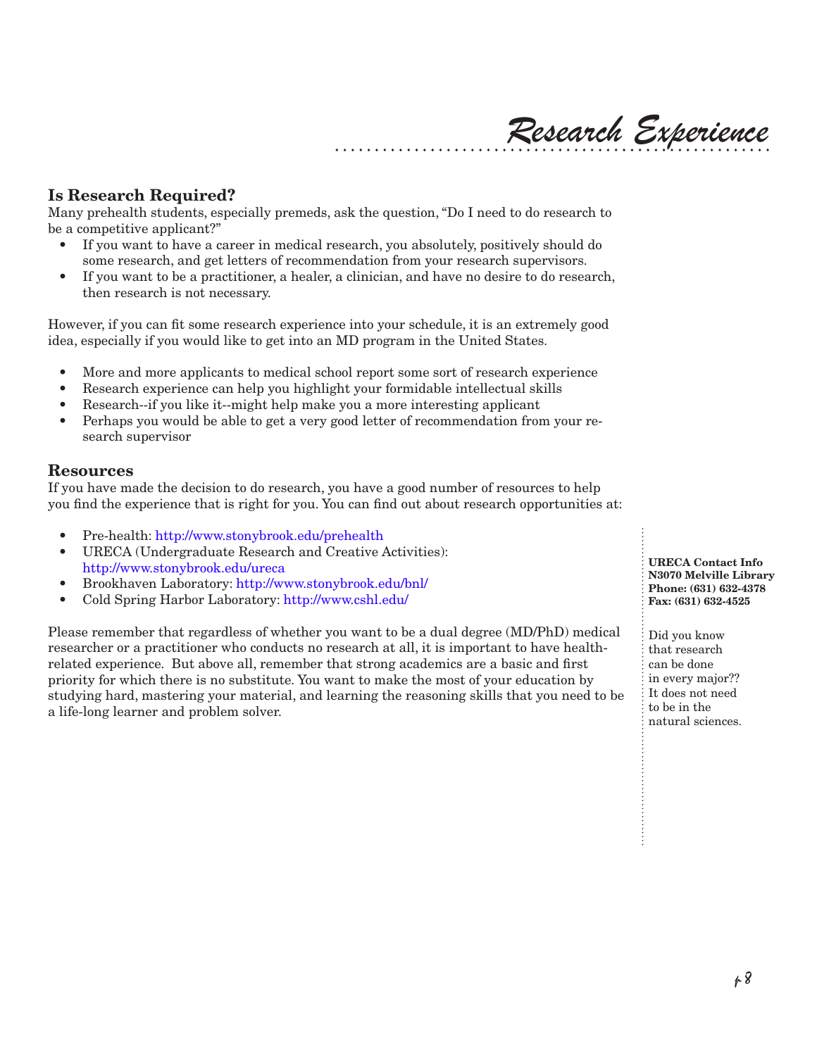# Research Experience

## Is Research Required?

Many prehealth students, especially premeds, ask the question, "Do I need to do research to be a competitive applicant?"

- If you want to have a career in medical research, you absolutely, positively should do some research, and get letters of recommendation from your research supervisors.
- If you want to be a practitioner, a healer, a clinician, and have no desire to do research, then research is not necessary.

However, if you can fit some research experience into your schedule, it is an extremely good idea, especially if you would like to get into an MD program in the United States.

- More and more applicants to medical school report some sort of research experience
- Research experience can help you highlight your formidable intellectual skills
- Research--if you like it--might help make you a more interesting applicant
- Perhaps you would be able to get a very good letter of recommendation from your research supervisor

## Resources

If you have made the decision to do research, you have a good number of resources to help you find the experience that is right for you. You can find out about research opportunities at:

- Pre-health: http://www.stonybrook.edu/prehealth
- URECA (Undergraduate Research and Creative Activities): http://www.stonybrook.edu/ureca
- Brookhaven Laboratory: http://www.stonybrook.edu/bnl/
- Cold Spring Harbor Laboratory: http://www.cshl.edu/

Please remember that regardless of whether you want to be a dual degree (MD/PhD) medical researcher or a practitioner who conducts no research at all, it is important to have health-related experience. But above all, remember that strong academics are a basic and first priority for which there is no substitute. You want to make the most of your education by studying hard, mastering your material, and learning the reasoning skills that you need to be a life-long learner and problem solver.

**URECA Contact Info**
**N3070 Melville Library**
**Phone: (631) 632-4378**
**Fax: (631) 632-4525**

Did you know that research can be done in every major?? It does not need to be in the natural sciences.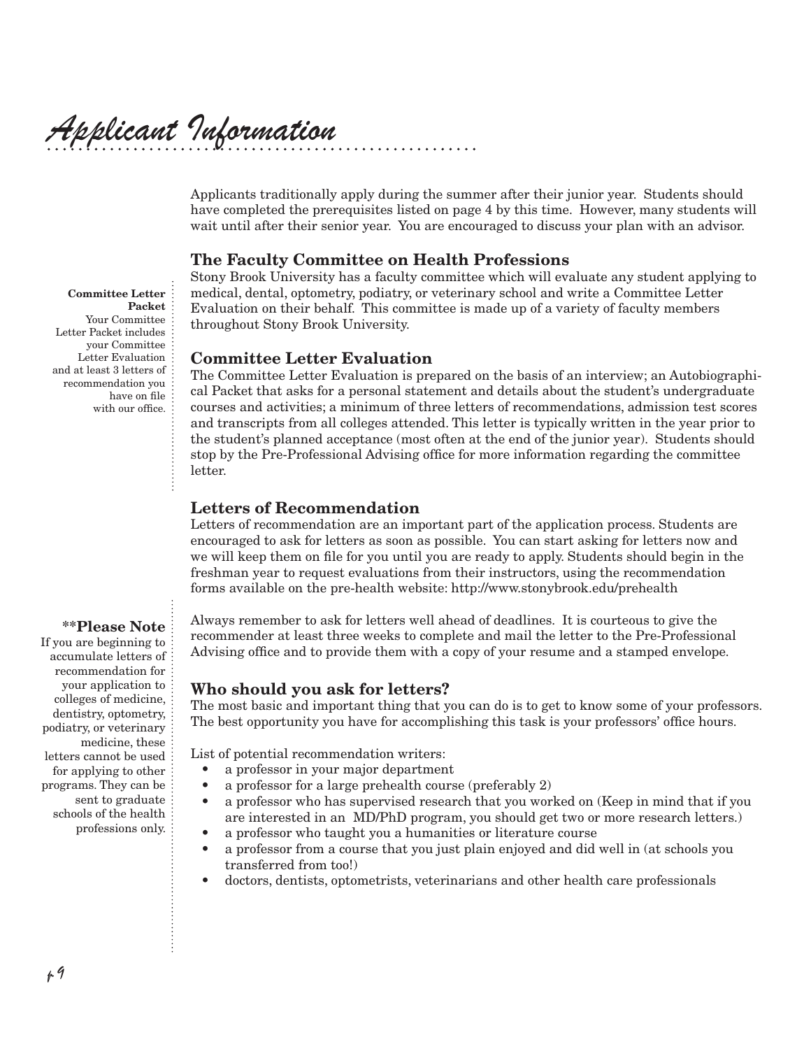# Applicant Information

Applicants traditionally apply during the summer after their junior year. Students should have completed the prerequisites listed on page 4 by this time. However, many students will wait until after their senior year. You are encouraged to discuss your plan with an advisor.

## The Faculty Committee on Health Professions

Stony Brook University has a faculty committee which will evaluate any student applying to medical, dental, optometry, podiatry, or veterinary school and write a Committee Letter Evaluation on their behalf. This committee is made up of a variety of faculty members throughout Stony Brook University.

**Committee Letter Packet**
Your Committee Letter Packet includes your Committee Letter Evaluation and at least 3 letters of recommendation you have on file with our office.

## Committee Letter Evaluation

The Committee Letter Evaluation is prepared on the basis of an interview; an Autobiographical Packet that asks for a personal statement and details about the student's undergraduate courses and activities; a minimum of three letters of recommendations, admission test scores and transcripts from all colleges attended. This letter is typically written in the year prior to the student's planned acceptance (most often at the end of the junior year). Students should stop by the Pre-Professional Advising office for more information regarding the committee letter.

## Letters of Recommendation

Letters of recommendation are an important part of the application process. Students are encouraged to ask for letters as soon as possible. You can start asking for letters now and we will keep them on file for you until you are ready to apply. Students should begin in the freshman year to request evaluations from their instructors, using the recommendation forms available on the pre-health website: http://www.stonybrook.edu/prehealth

Always remember to ask for letters well ahead of deadlines. It is courteous to give the recommender at least three weeks to complete and mail the letter to the Pre-Professional Advising office and to provide them with a copy of your resume and a stamped envelope.

**\*\*Please Note**
If you are beginning to accumulate letters of recommendation for your application to colleges of medicine, dentistry, optometry, podiatry, or veterinary medicine, these letters cannot be used for applying to other programs. They can be sent to graduate schools of the health professions only.

## Who should you ask for letters?

The most basic and important thing that you can do is to get to know some of your professors. The best opportunity you have for accomplishing this task is your professors' office hours.

List of potential recommendation writers:

- a professor in your major department
- a professor for a large prehealth course (preferably 2)
- a professor who has supervised research that you worked on (Keep in mind that if you are interested in an MD/PhD program, you should get two or more research letters.)
- a professor who taught you a humanities or literature course
- a professor from a course that you just plain enjoyed and did well in (at schools you transferred from too!)
- doctors, dentists, optometrists, veterinarians and other health care professionals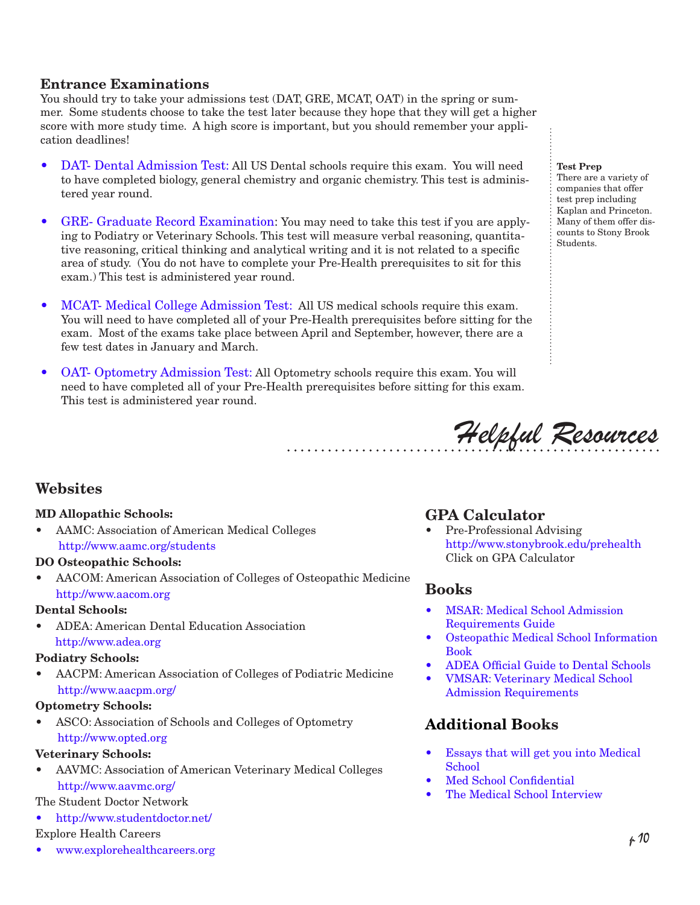## Entrance Examinations

You should try to take your admissions test (DAT, GRE, MCAT, OAT) in the spring or summer. Some students choose to take the test later because they hope that they will get a higher score with more study time. A high score is important, but you should remember your application deadlines!

- DAT- Dental Admission Test: All US Dental schools require this exam. You will need to have completed biology, general chemistry and organic chemistry. This test is administered year round.
- GRE- Graduate Record Examination: You may need to take this test if you are applying to Podiatry or Veterinary Schools. This test will measure verbal reasoning, quantitative reasoning, critical thinking and analytical writing and it is not related to a specific area of study. (You do not have to complete your Pre-Health prerequisites to sit for this exam.) This test is administered year round.
- MCAT- Medical College Admission Test: All US medical schools require this exam. You will need to have completed all of your Pre-Health prerequisites before sitting for the exam. Most of the exams take place between April and September, however, there are a few test dates in January and March.
- OAT- Optometry Admission Test: All Optometry schools require this exam. You will need to have completed all of your Pre-Health prerequisites before sitting for this exam. This test is administered year round.

**Test Prep**
There are a variety of companies that offer test prep including Kaplan and Princeton. Many of them offer discounts to Stony Brook Students.

# *Helpful Resources*

## Websites

**MD Allopathic Schools:**
- AAMC: Association of American Medical Colleges
  http://www.aamc.org/students

**DO Osteopathic Schools:**
- AACOM: American Association of Colleges of Osteopathic Medicine
  http://www.aacom.org

**Dental Schools:**
- ADEA: American Dental Education Association
  http://www.adea.org

**Podiatry Schools:**
- AACPM: American Association of Colleges of Podiatric Medicine
  http://www.aacpm.org/

**Optometry Schools:**
- ASCO: Association of Schools and Colleges of Optometry
  http://www.opted.org

**Veterinary Schools:**
- AAVMC: Association of American Veterinary Medical Colleges
  http://www.aavmc.org/

The Student Doctor Network
- http://www.studentdoctor.net/

Explore Health Careers
- www.explorehealthcareers.org

## GPA Calculator

- Pre-Professional Advising
  http://www.stonybrook.edu/prehealth
  Click on GPA Calculator

## Books

- MSAR: Medical School Admission Requirements Guide
- Osteopathic Medical School Information Book
- ADEA Official Guide to Dental Schools
- VMSAR: Veterinary Medical School Admission Requirements

## Additional Books

- Essays that will get you into Medical School
- Med School Confidential
- The Medical School Interview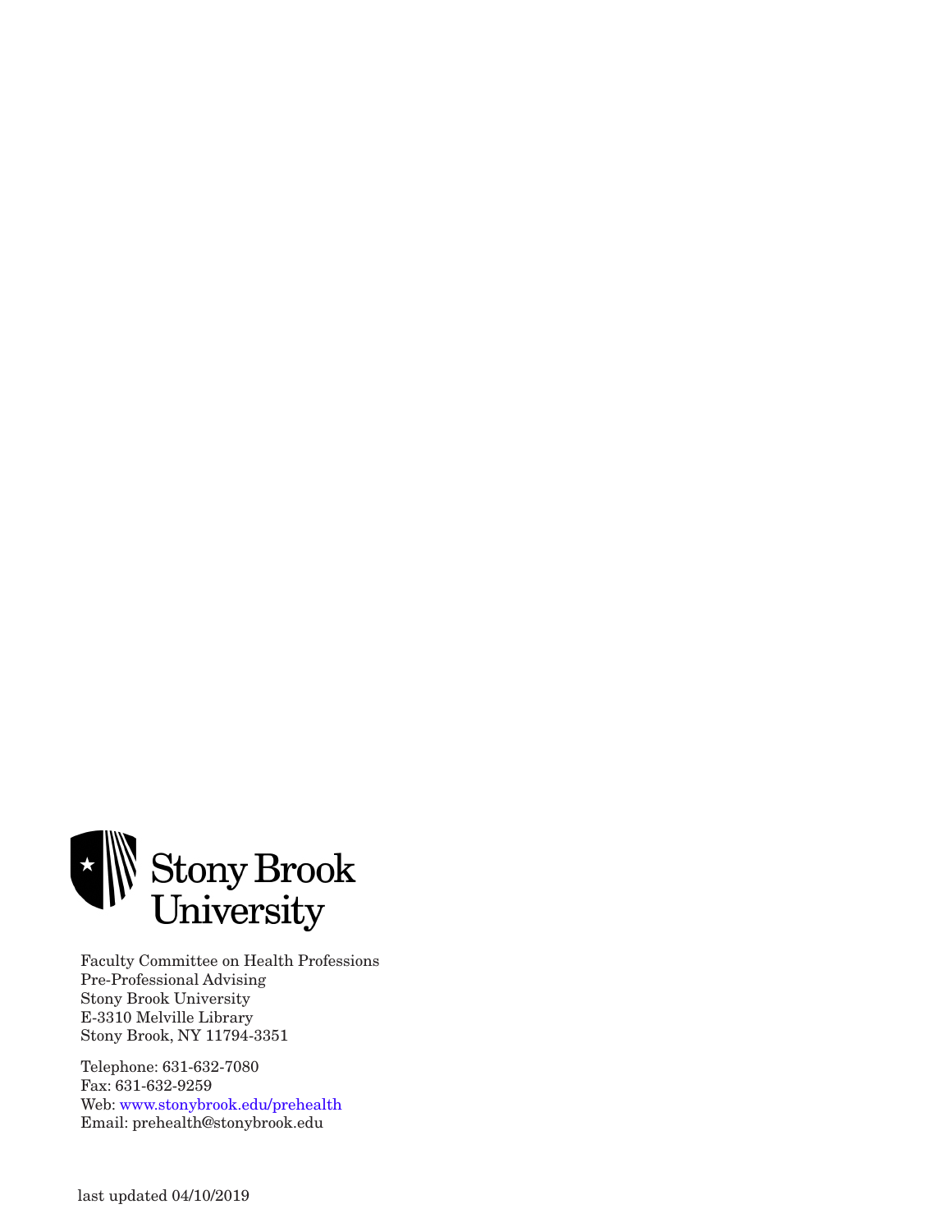Stony Brook University

Faculty Committee on Health Professions
Pre-Professional Advising
Stony Brook University
E-3310 Melville Library
Stony Brook, NY 11794-3351

Telephone: 631-632-7080
Fax: 631-632-9259
Web: www.stonybrook.edu/prehealth
Email: prehealth@stonybrook.edu

last updated 04/10/2019